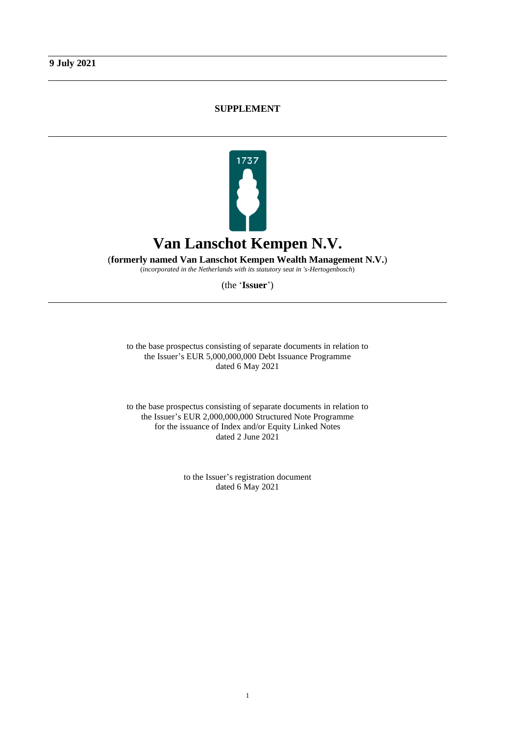**9 July 2021**

**SUPPLEMENT**

1737

# Van Lanschot Kempen N.V.

(**formerly named Van Lanschot Kempen Wealth Management N.V.**)

(*incorporated in the Netherlands with its statutory seat in 's-Hertogenbosch*)

(the '**Issuer**')

to the base prospectus consisting of separate documents in relation to
the Issuer's EUR 5,000,000,000 Debt Issuance Programme
dated 6 May 2021

to the base prospectus consisting of separate documents in relation to
the Issuer's EUR 2,000,000,000 Structured Note Programme
for the issuance of Index and/or Equity Linked Notes
dated 2 June 2021

to the Issuer's registration document
dated 6 May 2021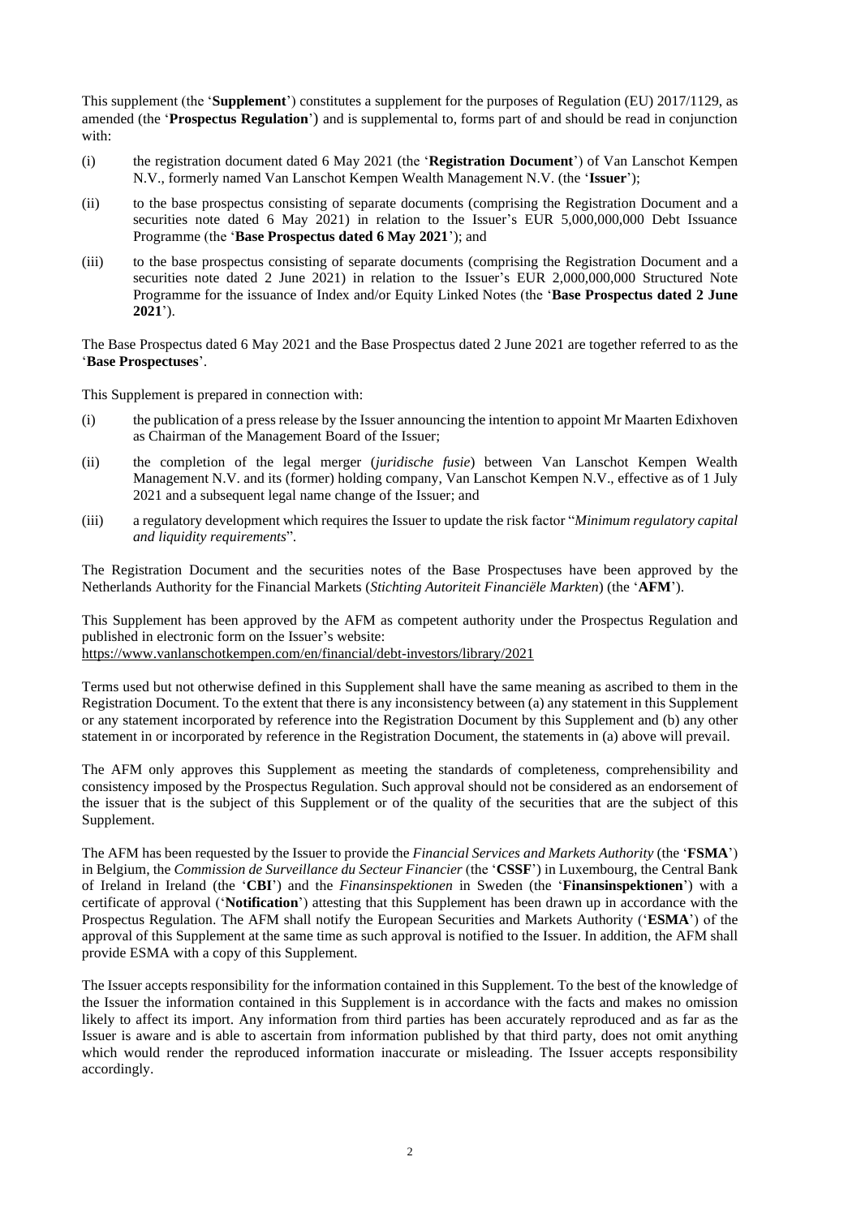This supplement (the '**Supplement**') constitutes a supplement for the purposes of Regulation (EU) 2017/1129, as amended (the '**Prospectus Regulation**') and is supplemental to, forms part of and should be read in conjunction with:

(i) the registration document dated 6 May 2021 (the '**Registration Document**') of Van Lanschot Kempen N.V., formerly named Van Lanschot Kempen Wealth Management N.V. (the '**Issuer**');

(ii) to the base prospectus consisting of separate documents (comprising the Registration Document and a securities note dated 6 May 2021) in relation to the Issuer's EUR 5,000,000,000 Debt Issuance Programme (the '**Base Prospectus dated 6 May 2021**'); and

(iii) to the base prospectus consisting of separate documents (comprising the Registration Document and a securities note dated 2 June 2021) in relation to the Issuer's EUR 2,000,000,000 Structured Note Programme for the issuance of Index and/or Equity Linked Notes (the '**Base Prospectus dated 2 June 2021**').

The Base Prospectus dated 6 May 2021 and the Base Prospectus dated 2 June 2021 are together referred to as the '**Base Prospectuses**'.

This Supplement is prepared in connection with:

(i) the publication of a press release by the Issuer announcing the intention to appoint Mr Maarten Edixhoven as Chairman of the Management Board of the Issuer;

(ii) the completion of the legal merger (*juridische fusie*) between Van Lanschot Kempen Wealth Management N.V. and its (former) holding company, Van Lanschot Kempen N.V., effective as of 1 July 2021 and a subsequent legal name change of the Issuer; and

(iii) a regulatory development which requires the Issuer to update the risk factor "*Minimum regulatory capital and liquidity requirements*".

The Registration Document and the securities notes of the Base Prospectuses have been approved by the Netherlands Authority for the Financial Markets (*Stichting Autoriteit Financiële Markten*) (the '**AFM**').

This Supplement has been approved by the AFM as competent authority under the Prospectus Regulation and published in electronic form on the Issuer's website:
https://www.vanlanschotkempen.com/en/financial/debt-investors/library/2021

Terms used but not otherwise defined in this Supplement shall have the same meaning as ascribed to them in the Registration Document. To the extent that there is any inconsistency between (a) any statement in this Supplement or any statement incorporated by reference into the Registration Document by this Supplement and (b) any other statement in or incorporated by reference in the Registration Document, the statements in (a) above will prevail.

The AFM only approves this Supplement as meeting the standards of completeness, comprehensibility and consistency imposed by the Prospectus Regulation. Such approval should not be considered as an endorsement of the issuer that is the subject of this Supplement or of the quality of the securities that are the subject of this Supplement.

The AFM has been requested by the Issuer to provide the *Financial Services and Markets Authority* (the '**FSMA**') in Belgium, the *Commission de Surveillance du Secteur Financier* (the '**CSSF**') in Luxembourg, the Central Bank of Ireland in Ireland (the '**CBI**') and the *Finansinspektionen* in Sweden (the '**Finansinspektionen**') with a certificate of approval ('**Notification**') attesting that this Supplement has been drawn up in accordance with the Prospectus Regulation. The AFM shall notify the European Securities and Markets Authority ('**ESMA**') of the approval of this Supplement at the same time as such approval is notified to the Issuer. In addition, the AFM shall provide ESMA with a copy of this Supplement.

The Issuer accepts responsibility for the information contained in this Supplement. To the best of the knowledge of the Issuer the information contained in this Supplement is in accordance with the facts and makes no omission likely to affect its import. Any information from third parties has been accurately reproduced and as far as the Issuer is aware and is able to ascertain from information published by that third party, does not omit anything which would render the reproduced information inaccurate or misleading. The Issuer accepts responsibility accordingly.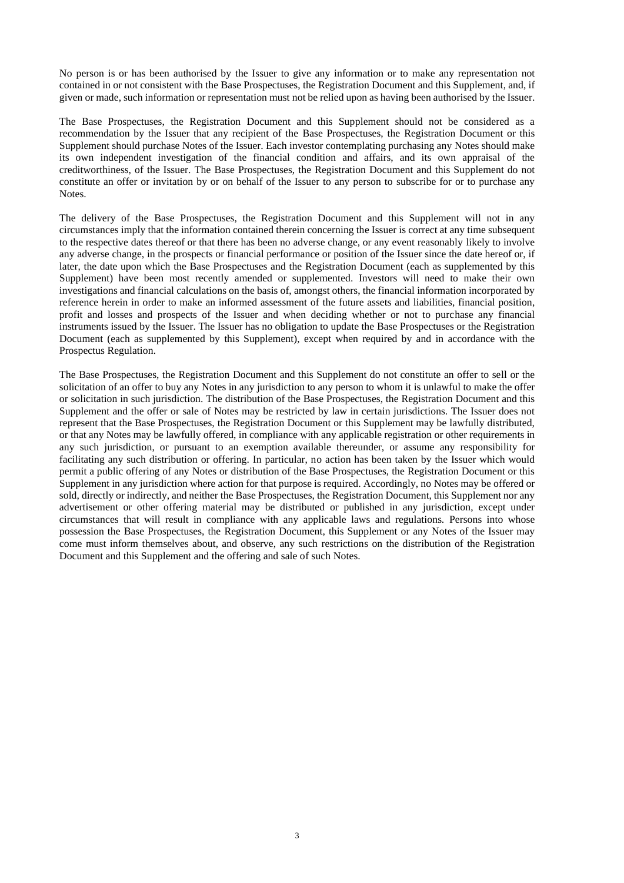No person is or has been authorised by the Issuer to give any information or to make any representation not contained in or not consistent with the Base Prospectuses, the Registration Document and this Supplement, and, if given or made, such information or representation must not be relied upon as having been authorised by the Issuer.

The Base Prospectuses, the Registration Document and this Supplement should not be considered as a recommendation by the Issuer that any recipient of the Base Prospectuses, the Registration Document or this Supplement should purchase Notes of the Issuer. Each investor contemplating purchasing any Notes should make its own independent investigation of the financial condition and affairs, and its own appraisal of the creditworthiness, of the Issuer. The Base Prospectuses, the Registration Document and this Supplement do not constitute an offer or invitation by or on behalf of the Issuer to any person to subscribe for or to purchase any Notes.

The delivery of the Base Prospectuses, the Registration Document and this Supplement will not in any circumstances imply that the information contained therein concerning the Issuer is correct at any time subsequent to the respective dates thereof or that there has been no adverse change, or any event reasonably likely to involve any adverse change, in the prospects or financial performance or position of the Issuer since the date hereof or, if later, the date upon which the Base Prospectuses and the Registration Document (each as supplemented by this Supplement) have been most recently amended or supplemented. Investors will need to make their own investigations and financial calculations on the basis of, amongst others, the financial information incorporated by reference herein in order to make an informed assessment of the future assets and liabilities, financial position, profit and losses and prospects of the Issuer and when deciding whether or not to purchase any financial instruments issued by the Issuer. The Issuer has no obligation to update the Base Prospectuses or the Registration Document (each as supplemented by this Supplement), except when required by and in accordance with the Prospectus Regulation.

The Base Prospectuses, the Registration Document and this Supplement do not constitute an offer to sell or the solicitation of an offer to buy any Notes in any jurisdiction to any person to whom it is unlawful to make the offer or solicitation in such jurisdiction. The distribution of the Base Prospectuses, the Registration Document and this Supplement and the offer or sale of Notes may be restricted by law in certain jurisdictions. The Issuer does not represent that the Base Prospectuses, the Registration Document or this Supplement may be lawfully distributed, or that any Notes may be lawfully offered, in compliance with any applicable registration or other requirements in any such jurisdiction, or pursuant to an exemption available thereunder, or assume any responsibility for facilitating any such distribution or offering. In particular, no action has been taken by the Issuer which would permit a public offering of any Notes or distribution of the Base Prospectuses, the Registration Document or this Supplement in any jurisdiction where action for that purpose is required. Accordingly, no Notes may be offered or sold, directly or indirectly, and neither the Base Prospectuses, the Registration Document, this Supplement nor any advertisement or other offering material may be distributed or published in any jurisdiction, except under circumstances that will result in compliance with any applicable laws and regulations. Persons into whose possession the Base Prospectuses, the Registration Document, this Supplement or any Notes of the Issuer may come must inform themselves about, and observe, any such restrictions on the distribution of the Registration Document and this Supplement and the offering and sale of such Notes.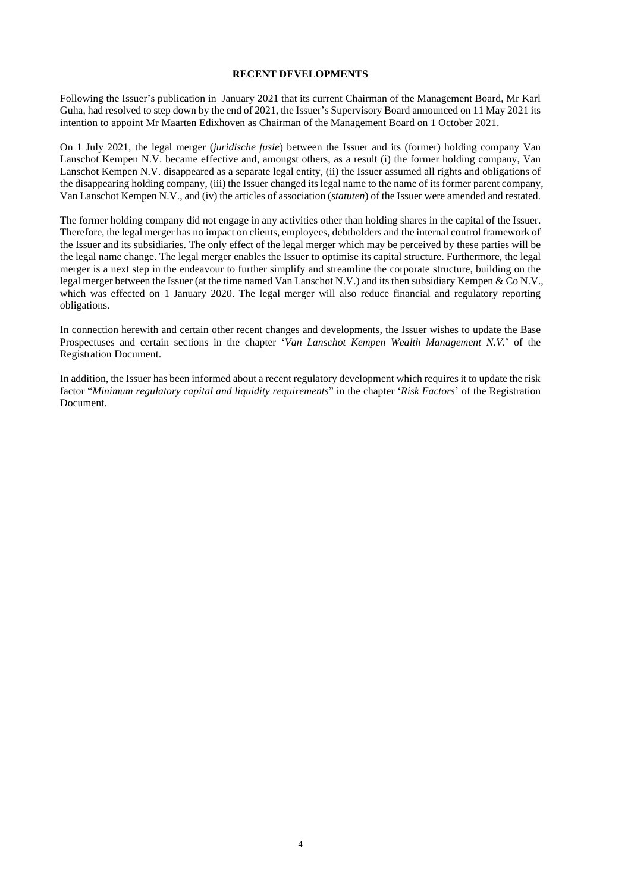## RECENT DEVELOPMENTS

Following the Issuer's publication in January 2021 that its current Chairman of the Management Board, Mr Karl Guha, had resolved to step down by the end of 2021, the Issuer's Supervisory Board announced on 11 May 2021 its intention to appoint Mr Maarten Edixhoven as Chairman of the Management Board on 1 October 2021.

On 1 July 2021, the legal merger (*juridische fusie*) between the Issuer and its (former) holding company Van Lanschot Kempen N.V. became effective and, amongst others, as a result (i) the former holding company, Van Lanschot Kempen N.V. disappeared as a separate legal entity, (ii) the Issuer assumed all rights and obligations of the disappearing holding company, (iii) the Issuer changed its legal name to the name of its former parent company, Van Lanschot Kempen N.V., and (iv) the articles of association (*statuten*) of the Issuer were amended and restated.

The former holding company did not engage in any activities other than holding shares in the capital of the Issuer. Therefore, the legal merger has no impact on clients, employees, debtholders and the internal control framework of the Issuer and its subsidiaries. The only effect of the legal merger which may be perceived by these parties will be the legal name change. The legal merger enables the Issuer to optimise its capital structure. Furthermore, the legal merger is a next step in the endeavour to further simplify and streamline the corporate structure, building on the legal merger between the Issuer (at the time named Van Lanschot N.V.) and its then subsidiary Kempen & Co N.V., which was effected on 1 January 2020. The legal merger will also reduce financial and regulatory reporting obligations.

In connection herewith and certain other recent changes and developments, the Issuer wishes to update the Base Prospectuses and certain sections in the chapter '*Van Lanschot Kempen Wealth Management N.V.*' of the Registration Document.

In addition, the Issuer has been informed about a recent regulatory development which requires it to update the risk factor "*Minimum regulatory capital and liquidity requirements*" in the chapter '*Risk Factors*' of the Registration Document.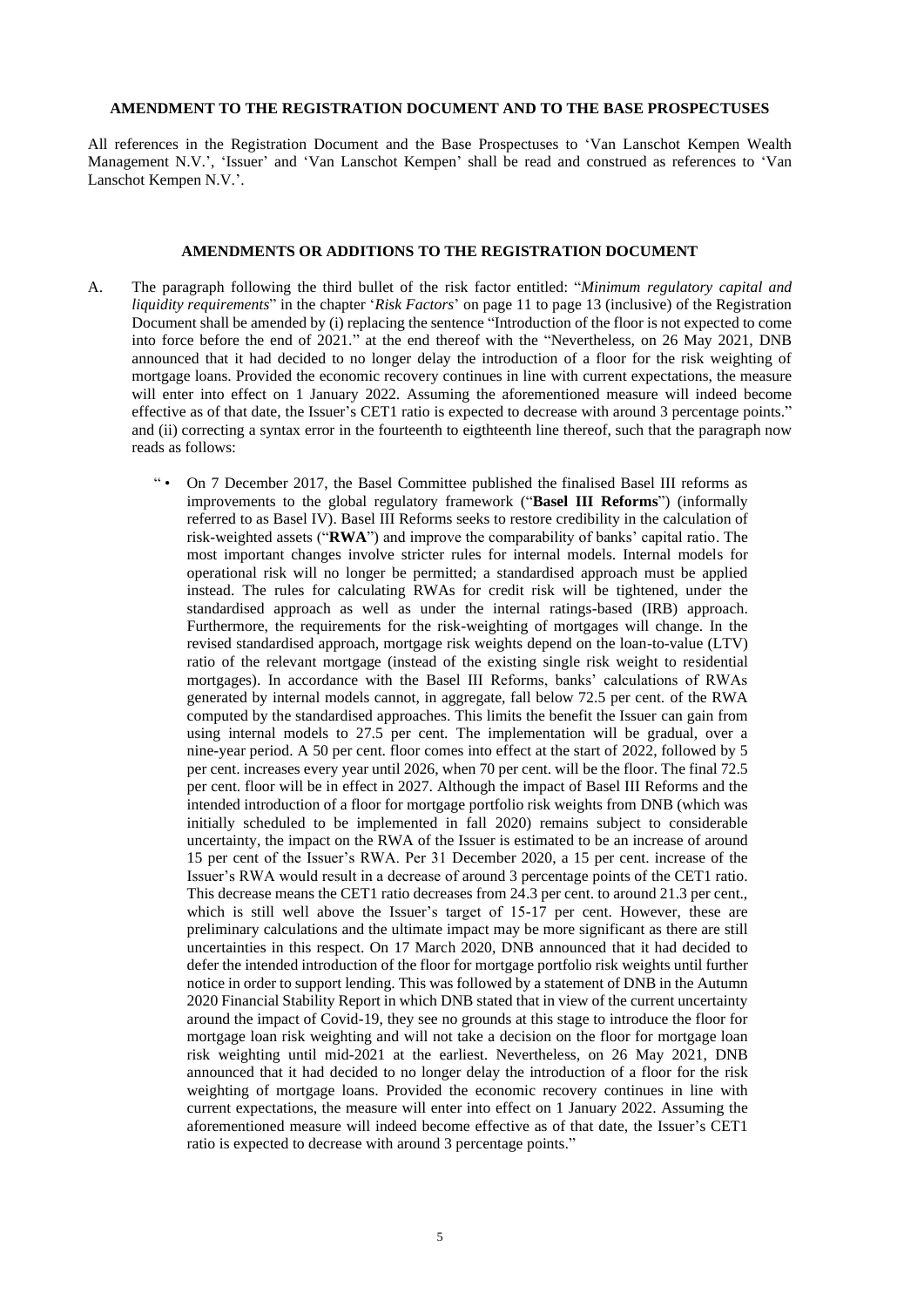**AMENDMENT TO THE REGISTRATION DOCUMENT AND TO THE BASE PROSPECTUSES**

All references in the Registration Document and the Base Prospectuses to 'Van Lanschot Kempen Wealth Management N.V.', 'Issuer' and 'Van Lanschot Kempen' shall be read and construed as references to 'Van Lanschot Kempen N.V.'.

**AMENDMENTS OR ADDITIONS TO THE REGISTRATION DOCUMENT**

A. The paragraph following the third bullet of the risk factor entitled: "*Minimum regulatory capital and liquidity requirements*" in the chapter '*Risk Factors*' on page 11 to page 13 (inclusive) of the Registration Document shall be amended by (i) replacing the sentence "Introduction of the floor is not expected to come into force before the end of 2021." at the end thereof with the "Nevertheless, on 26 May 2021, DNB announced that it had decided to no longer delay the introduction of a floor for the risk weighting of mortgage loans. Provided the economic recovery continues in line with current expectations, the measure will enter into effect on 1 January 2022. Assuming the aforementioned measure will indeed become effective as of that date, the Issuer's CET1 ratio is expected to decrease with around 3 percentage points." and (ii) correcting a syntax error in the fourteenth to eigthteenth line thereof, such that the paragraph now reads as follows:

"• On 7 December 2017, the Basel Committee published the finalised Basel III reforms as improvements to the global regulatory framework ("**Basel III Reforms**") (informally referred to as Basel IV). Basel III Reforms seeks to restore credibility in the calculation of risk-weighted assets ("**RWA**") and improve the comparability of banks' capital ratio. The most important changes involve stricter rules for internal models. Internal models for operational risk will no longer be permitted; a standardised approach must be applied instead. The rules for calculating RWAs for credit risk will be tightened, under the standardised approach as well as under the internal ratings-based (IRB) approach. Furthermore, the requirements for the risk-weighting of mortgages will change. In the revised standardised approach, mortgage risk weights depend on the loan-to-value (LTV) ratio of the relevant mortgage (instead of the existing single risk weight to residential mortgages). In accordance with the Basel III Reforms, banks' calculations of RWAs generated by internal models cannot, in aggregate, fall below 72.5 per cent. of the RWA computed by the standardised approaches. This limits the benefit the Issuer can gain from using internal models to 27.5 per cent. The implementation will be gradual, over a nine-year period. A 50 per cent. floor comes into effect at the start of 2022, followed by 5 per cent. increases every year until 2026, when 70 per cent. will be the floor. The final 72.5 per cent. floor will be in effect in 2027. Although the impact of Basel III Reforms and the intended introduction of a floor for mortgage portfolio risk weights from DNB (which was initially scheduled to be implemented in fall 2020) remains subject to considerable uncertainty, the impact on the RWA of the Issuer is estimated to be an increase of around 15 per cent of the Issuer's RWA. Per 31 December 2020, a 15 per cent. increase of the Issuer's RWA would result in a decrease of around 3 percentage points of the CET1 ratio. This decrease means the CET1 ratio decreases from 24.3 per cent. to around 21.3 per cent., which is still well above the Issuer's target of 15-17 per cent. However, these are preliminary calculations and the ultimate impact may be more significant as there are still uncertainties in this respect. On 17 March 2020, DNB announced that it had decided to defer the intended introduction of the floor for mortgage portfolio risk weights until further notice in order to support lending. This was followed by a statement of DNB in the Autumn 2020 Financial Stability Report in which DNB stated that in view of the current uncertainty around the impact of Covid-19, they see no grounds at this stage to introduce the floor for mortgage loan risk weighting and will not take a decision on the floor for mortgage loan risk weighting until mid-2021 at the earliest. Nevertheless, on 26 May 2021, DNB announced that it had decided to no longer delay the introduction of a floor for the risk weighting of mortgage loans. Provided the economic recovery continues in line with current expectations, the measure will enter into effect on 1 January 2022. Assuming the aforementioned measure will indeed become effective as of that date, the Issuer's CET1 ratio is expected to decrease with around 3 percentage points."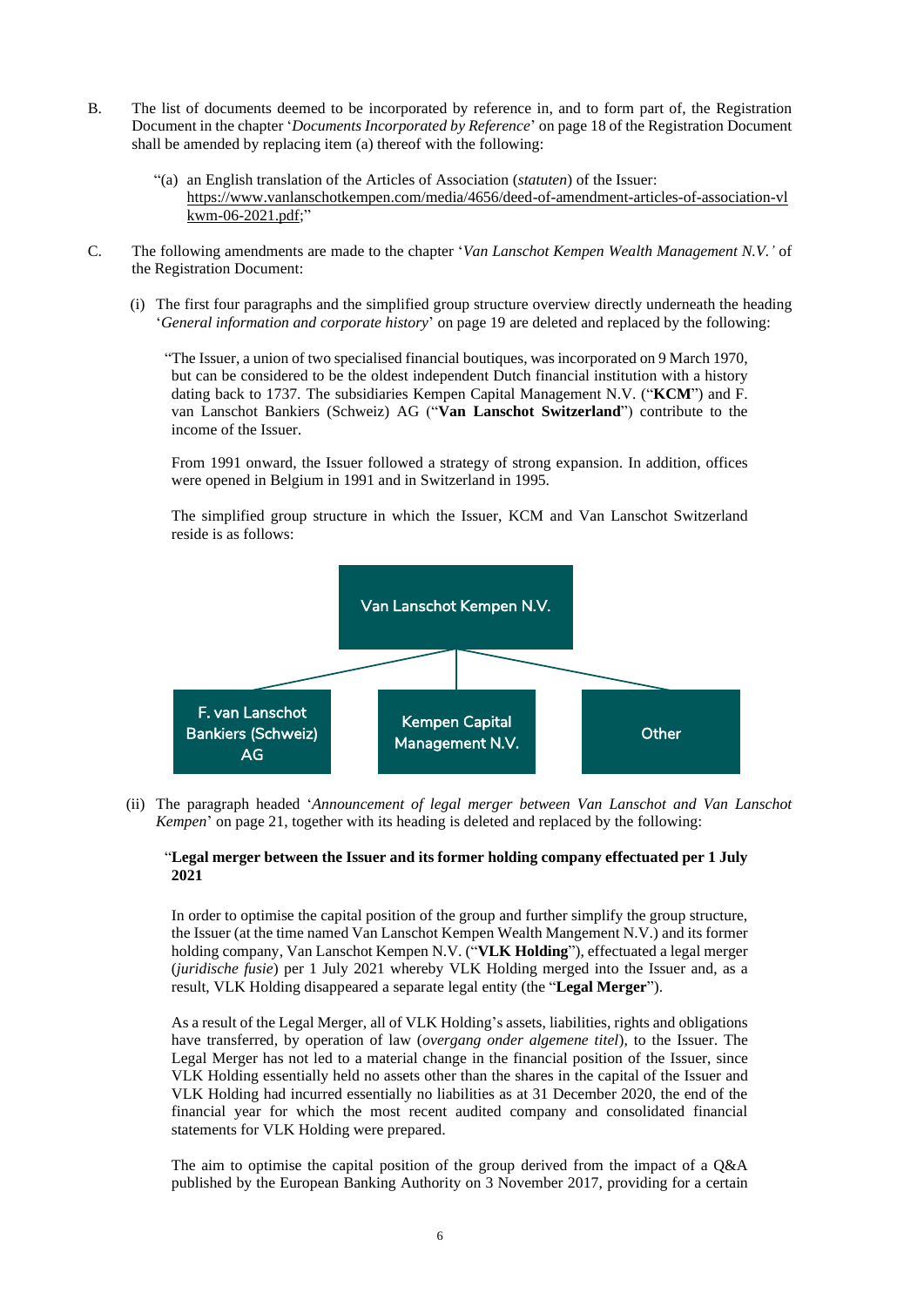B. The list of documents deemed to be incorporated by reference in, and to form part of, the Registration Document in the chapter '*Documents Incorporated by Reference*' on page 18 of the Registration Document shall be amended by replacing item (a) thereof with the following:

> "(a) an English translation of the Articles of Association (*statuten*) of the Issuer: https://www.vanlanschotkempen.com/media/4656/deed-of-amendment-articles-of-association-vlkwm-06-2021.pdf;"

C. The following amendments are made to the chapter '*Van Lanschot Kempen Wealth Management N.V.*' of the Registration Document:

(i) The first four paragraphs and the simplified group structure overview directly underneath the heading '*General information and corporate history*' on page 19 are deleted and replaced by the following:

> "The Issuer, a union of two specialised financial boutiques, was incorporated on 9 March 1970, but can be considered to be the oldest independent Dutch financial institution with a history dating back to 1737. The subsidiaries Kempen Capital Management N.V. ("**KCM**") and F. van Lanschot Bankiers (Schweiz) AG ("**Van Lanschot Switzerland**") contribute to the income of the Issuer.
>
> From 1991 onward, the Issuer followed a strategy of strong expansion. In addition, offices were opened in Belgium in 1991 and in Switzerland in 1995.
>
> The simplified group structure in which the Issuer, KCM and Van Lanschot Switzerland reside is as follows:
>
> Van Lanschot Kempen N.V.
> - F. van Lanschot Bankiers (Schweiz) AG
> - Kempen Capital Management N.V.
> - Other

(ii) The paragraph headed '*Announcement of legal merger between Van Lanschot and Van Lanschot Kempen*' on page 21, together with its heading is deleted and replaced by the following:

> "**Legal merger between the Issuer and its former holding company effectuated per 1 July 2021**
>
> In order to optimise the capital position of the group and further simplify the group structure, the Issuer (at the time named Van Lanschot Kempen Wealth Mangement N.V.) and its former holding company, Van Lanschot Kempen N.V. ("**VLK Holding**"), effectuated a legal merger (*juridische fusie*) per 1 July 2021 whereby VLK Holding merged into the Issuer and, as a result, VLK Holding disappeared a separate legal entity (the "**Legal Merger**").
>
> As a result of the Legal Merger, all of VLK Holding's assets, liabilities, rights and obligations have transferred, by operation of law (*overgang onder algemene titel*), to the Issuer. The Legal Merger has not led to a material change in the financial position of the Issuer, since VLK Holding essentially held no assets other than the shares in the capital of the Issuer and VLK Holding had incurred essentially no liabilities as at 31 December 2020, the end of the financial year for which the most recent audited company and consolidated financial statements for VLK Holding were prepared.
>
> The aim to optimise the capital position of the group derived from the impact of a Q&A published by the European Banking Authority on 3 November 2017, providing for a certain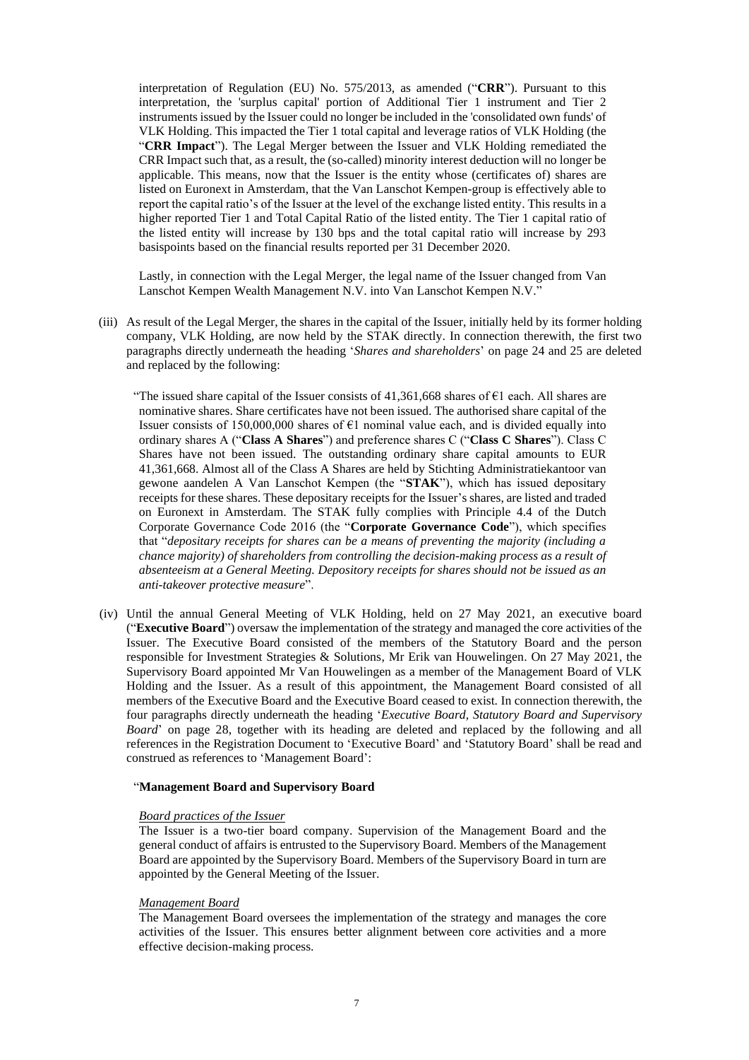interpretation of Regulation (EU) No. 575/2013, as amended ("**CRR**"). Pursuant to this interpretation, the 'surplus capital' portion of Additional Tier 1 instrument and Tier 2 instruments issued by the Issuer could no longer be included in the 'consolidated own funds' of VLK Holding. This impacted the Tier 1 total capital and leverage ratios of VLK Holding (the "**CRR Impact**"). The Legal Merger between the Issuer and VLK Holding remediated the CRR Impact such that, as a result, the (so-called) minority interest deduction will no longer be applicable. This means, now that the Issuer is the entity whose (certificates of) shares are listed on Euronext in Amsterdam, that the Van Lanschot Kempen-group is effectively able to report the capital ratio's of the Issuer at the level of the exchange listed entity. This results in a higher reported Tier 1 and Total Capital Ratio of the listed entity. The Tier 1 capital ratio of the listed entity will increase by 130 bps and the total capital ratio will increase by 293 basispoints based on the financial results reported per 31 December 2020.

Lastly, in connection with the Legal Merger, the legal name of the Issuer changed from Van Lanschot Kempen Wealth Management N.V. into Van Lanschot Kempen N.V."

(iii) As result of the Legal Merger, the shares in the capital of the Issuer, initially held by its former holding company, VLK Holding, are now held by the STAK directly. In connection therewith, the first two paragraphs directly underneath the heading '*Shares and shareholders*' on page 24 and 25 are deleted and replaced by the following:

"The issued share capital of the Issuer consists of 41,361,668 shares of €1 each. All shares are nominative shares. Share certificates have not been issued. The authorised share capital of the Issuer consists of 150,000,000 shares of €1 nominal value each, and is divided equally into ordinary shares A ("**Class A Shares**") and preference shares C ("**Class C Shares**"). Class C Shares have not been issued. The outstanding ordinary share capital amounts to EUR 41,361,668. Almost all of the Class A Shares are held by Stichting Administratiekantoor van gewone aandelen A Van Lanschot Kempen (the "**STAK**"), which has issued depositary receipts for these shares. These depositary receipts for the Issuer's shares, are listed and traded on Euronext in Amsterdam. The STAK fully complies with Principle 4.4 of the Dutch Corporate Governance Code 2016 (the "**Corporate Governance Code**"), which specifies that "*depositary receipts for shares can be a means of preventing the majority (including a chance majority) of shareholders from controlling the decision-making process as a result of absenteeism at a General Meeting. Depository receipts for shares should not be issued as an anti-takeover protective measure*".

(iv) Until the annual General Meeting of VLK Holding, held on 27 May 2021, an executive board ("**Executive Board**") oversaw the implementation of the strategy and managed the core activities of the Issuer. The Executive Board consisted of the members of the Statutory Board and the person responsible for Investment Strategies & Solutions, Mr Erik van Houwelingen. On 27 May 2021, the Supervisory Board appointed Mr Van Houwelingen as a member of the Management Board of VLK Holding and the Issuer. As a result of this appointment, the Management Board consisted of all members of the Executive Board and the Executive Board ceased to exist. In connection therewith, the four paragraphs directly underneath the heading '*Executive Board, Statutory Board and Supervisory Board*' on page 28, together with its heading are deleted and replaced by the following and all references in the Registration Document to 'Executive Board' and 'Statutory Board' shall be read and construed as references to 'Management Board':

"**Management Board and Supervisory Board**

*Board practices of the Issuer*

The Issuer is a two-tier board company. Supervision of the Management Board and the general conduct of affairs is entrusted to the Supervisory Board. Members of the Management Board are appointed by the Supervisory Board. Members of the Supervisory Board in turn are appointed by the General Meeting of the Issuer.

*Management Board*

The Management Board oversees the implementation of the strategy and manages the core activities of the Issuer. This ensures better alignment between core activities and a more effective decision-making process.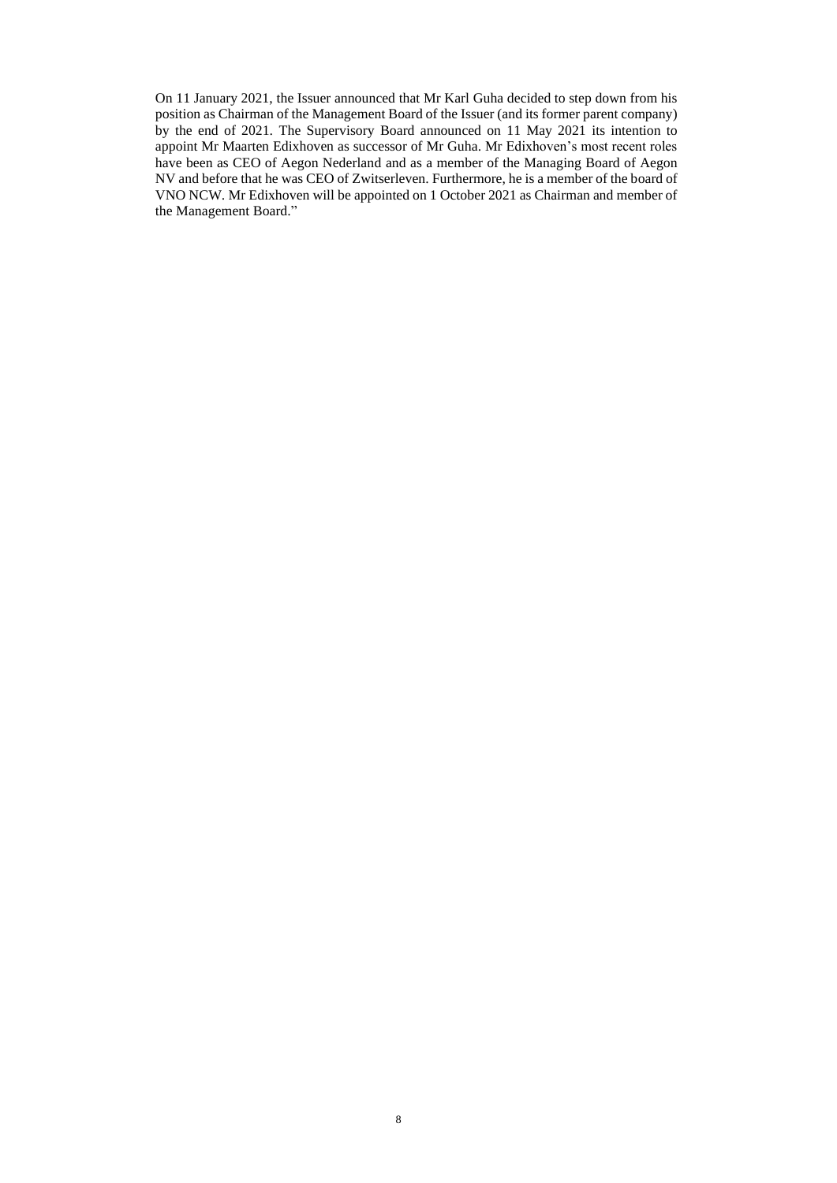On 11 January 2021, the Issuer announced that Mr Karl Guha decided to step down from his position as Chairman of the Management Board of the Issuer (and its former parent company) by the end of 2021. The Supervisory Board announced on 11 May 2021 its intention to appoint Mr Maarten Edixhoven as successor of Mr Guha. Mr Edixhoven's most recent roles have been as CEO of Aegon Nederland and as a member of the Managing Board of Aegon NV and before that he was CEO of Zwitserleven. Furthermore, he is a member of the board of VNO NCW. Mr Edixhoven will be appointed on 1 October 2021 as Chairman and member of the Management Board."